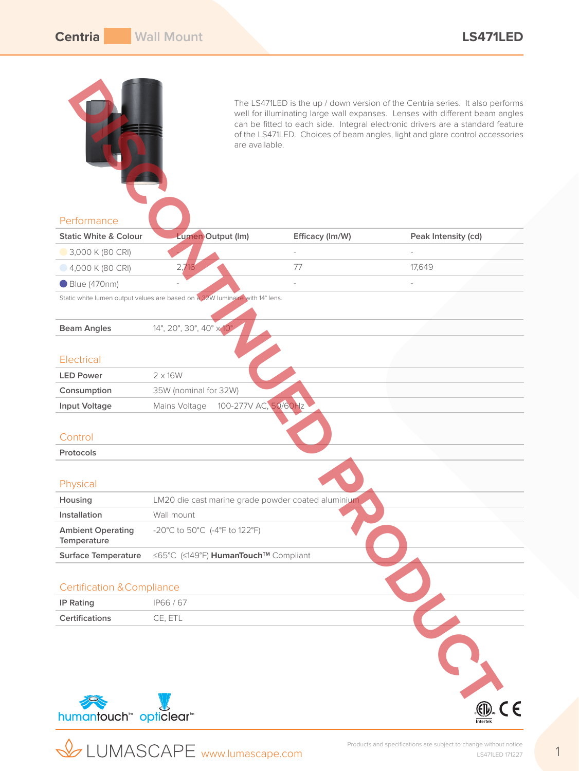# Centria Wall Mount — LS471LED

DISCONTINUED PRODUCT

The LS471LED is the up / down version of the Centria series. It also performs well for illuminating large wall expanses. Lenses with different beam angles can be fitted to each side. Integral electronic drivers are a standard feature of the LS471LED. Choices of beam angles, light and glare control accessories are available.

## Performance

| Static White & Colour | Lumen Output (lm) | Efficacy (lm/W) | Peak Intensity (cd) |
|---|---|---|---|
| 3,000 K (80 CRI) | - | - | - |
| 4,000 K (80 CRI) | 2,716 | 77 | 17,649 |
| Blue (470nm) | - | - | - |

Static white lumen output values are based on a 32W luminaire with 14° lens.

| | |
|---|---|
| **Beam Angles** | 14°, 20°, 30°, 40° x 10° |

## Electrical

| | |
|---|---|
| **LED Power** | 2 x 16W |
| **Consumption** | 35W (nominal for 32W) |
| **Input Voltage** | Mains Voltage 100-277V AC, 50/60Hz |

## Control

| | |
|---|---|
| **Protocols** | |

## Physical

| | |
|---|---|
| **Housing** | LM20 die cast marine grade powder coated aluminium |
| **Installation** | Wall mount |
| **Ambient Operating Temperature** | -20°C to 50°C (-4°F to 122°F) |
| **Surface Temperature** | ≤65°C (≤149°F) **HumanTouch™** Compliant |

## Certification & Compliance

| | |
|---|---|
| **IP Rating** | IP66 / 67 |
| **Certifications** | CE, ETL |

humantouch™ opticlear™

LUMASCAPE www.lumascape.com

Products and specifications are subject to change without notice

LS471LED 171227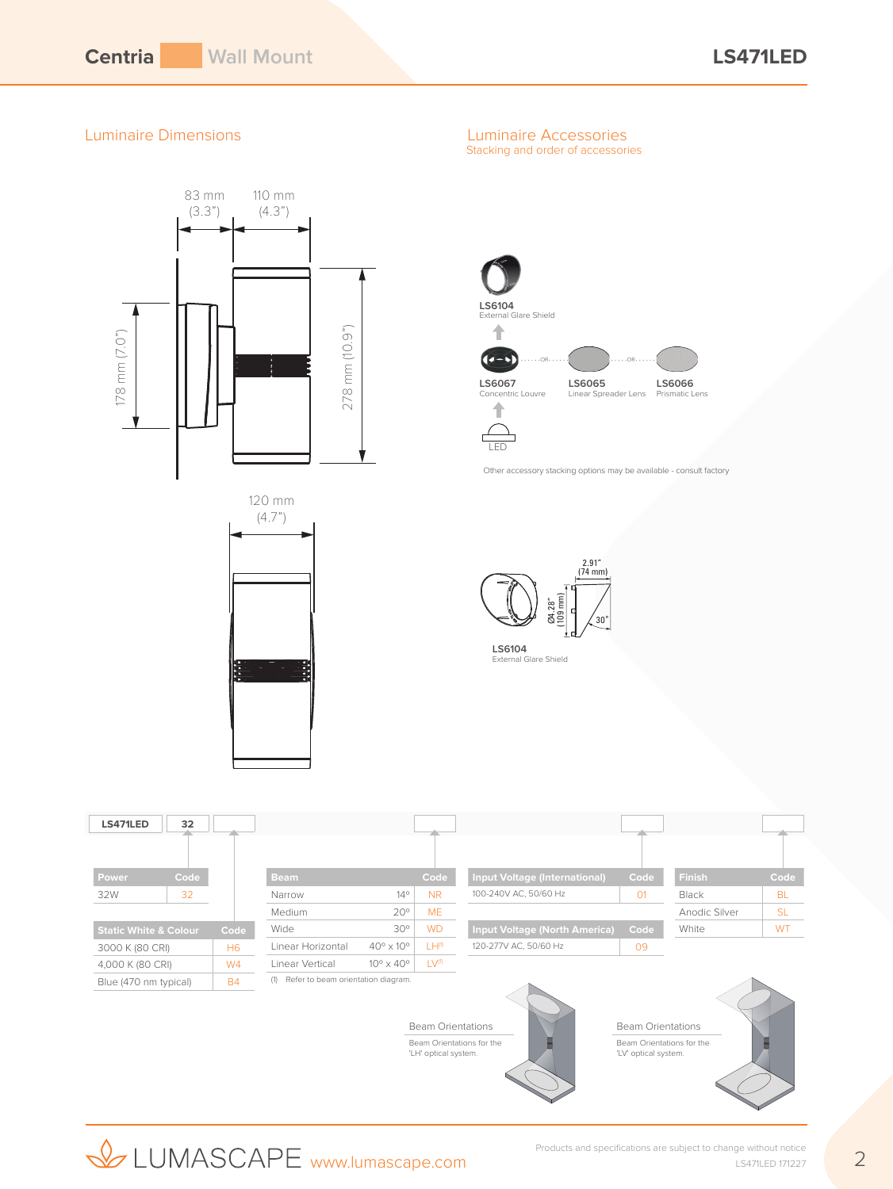## Luminaire Dimensions

83 mm (3.3")
110 mm (4.3")
178 mm (7.0")
278 mm (10.9")
120 mm (4.7")

## Luminaire Accessories

Stacking and order of accessories

**LS6104**
External Glare Shield

**LS6067**
Concentric Louvre

OR

**LS6065**
Linear Spreader Lens

OR

**LS6066**
Prismatic Lens

LED

Other accessory stacking options may be available - consult factory

2.91" (74 mm)
Ø4.28" (109 mm)
30°

**LS6104**
External Glare Shield

**LS471LED** | **32** | | | |

| Power | Code |
|---|---|
| 32W | 32 |

| Static White & Colour | Code |
|---|---|
| 3000 K (80 CRI) | H6 |
| 4,000 K (80 CRI) | W4 |
| Blue (470 nm typical) | B4 |

| Beam | | Code |
|---|---|---|
| Narrow | 14° | NR |
| Medium | 20° | ME |
| Wide | 30° | WD |
| Linear Horizontal | 40° x 10° | LH[1] |
| Linear Vertical | 10° x 40° | LV[1] |

(1) Refer to beam orientation diagram.

| Input Voltage (International) | Code |
|---|---|
| 100-240V AC, 50/60 Hz | 01 |

| Input Voltage (North America) | Code |
|---|---|
| 120-277V AC, 50/60 Hz | 09 |

| Finish | Code |
|---|---|
| Black | BL |
| Anodic Silver | SL |
| White | WT |

Beam Orientations

Beam Orientations for the 'LH' optical system.

Beam Orientations

Beam Orientations for the 'LV' optical system.

LUMASCAPE www.lumascape.com

Products and specifications are subject to change without notice

LS471LED 171227